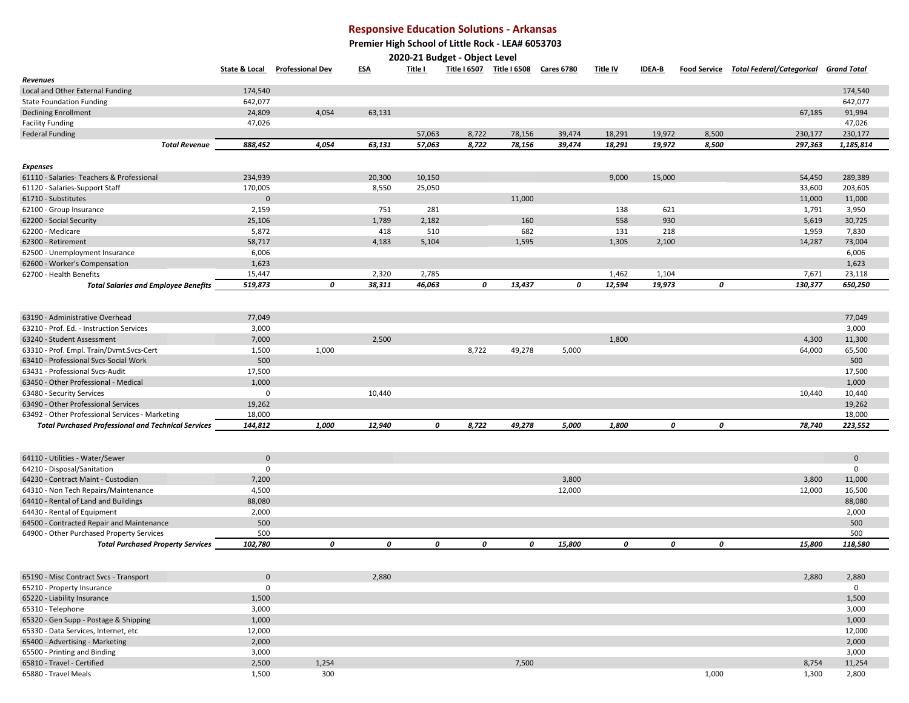# Responsive Education Solutions - Arkansas

## Premier High School of Little Rock - LEA# 6053703

### 2020-21 Budget - Object Level

| | State & Local | Professional Dev | ESA | Title I | Title I 6507 | Title I 6508 | Cares 6780 | Title IV | IDEA-B | Food Service | Total Federal/Categorical | Grand Total |
|---|---|---|---|---|---|---|---|---|---|---|---|---|
| ***Revenues*** | | | | | | | | | | | | |
| Local and Other External Funding | 174,540 | | | | | | | | | | | 174,540 |
| State Foundation Funding | 642,077 | | | | | | | | | | | 642,077 |
| Declining Enrollment | 24,809 | 4,054 | 63,131 | | | | | | | | 67,185 | 91,994 |
| Facility Funding | 47,026 | | | | | | | | | | | 47,026 |
| Federal Funding | | | | 57,063 | 8,722 | 78,156 | 39,474 | 18,291 | 19,972 | 8,500 | 230,177 | 230,177 |
| ***Total Revenue*** | ***888,452*** | ***4,054*** | ***63,131*** | ***57,063*** | ***8,722*** | ***78,156*** | ***39,474*** | ***18,291*** | ***19,972*** | ***8,500*** | ***297,363*** | ***1,185,814*** |
| ***Expenses*** | | | | | | | | | | | | |
| 61110 - Salaries- Teachers & Professional | 234,939 | | 20,300 | 10,150 | | | | 9,000 | 15,000 | | 54,450 | 289,389 |
| 61120 - Salaries-Support Staff | 170,005 | | 8,550 | 25,050 | | | | | | | 33,600 | 203,605 |
| 61710 - Substitutes | 0 | | | | | 11,000 | | | | | 11,000 | 11,000 |
| 62100 - Group Insurance | 2,159 | | 751 | 281 | | | | 138 | 621 | | 1,791 | 3,950 |
| 62200 - Social Security | 25,106 | | 1,789 | 2,182 | | 160 | | 558 | 930 | | 5,619 | 30,725 |
| 62200 - Medicare | 5,872 | | 418 | 510 | | 682 | | 131 | 218 | | 1,959 | 7,830 |
| 62300 - Retirement | 58,717 | | 4,183 | 5,104 | | 1,595 | | 1,305 | 2,100 | | 14,287 | 73,004 |
| 62500 - Unemployment Insurance | 6,006 | | | | | | | | | | | 6,006 |
| 62600 - Worker's Compensation | 1,623 | | | | | | | | | | | 1,623 |
| 62700 - Health Benefits | 15,447 | | 2,320 | 2,785 | | | | 1,462 | 1,104 | | 7,671 | 23,118 |
| ***Total Salaries and Employee Benefits*** | ***519,873*** | ***0*** | ***38,311*** | ***46,063*** | ***0*** | ***13,437*** | ***0*** | ***12,594*** | ***19,973*** | ***0*** | ***130,377*** | ***650,250*** |
| 63190 - Administrative Overhead | 77,049 | | | | | | | | | | | 77,049 |
| 63210 - Prof. Ed. - Instruction Services | 3,000 | | | | | | | | | | | 3,000 |
| 63240 - Student Assessment | 7,000 | | 2,500 | | | | | 1,800 | | | 4,300 | 11,300 |
| 63310 - Prof. Empl. Train/Dvmt.Svcs-Cert | 1,500 | 1,000 | | | 8,722 | 49,278 | 5,000 | | | | 64,000 | 65,500 |
| 63410 - Professional Svcs-Social Work | 500 | | | | | | | | | | | 500 |
| 63431 - Professional Svcs-Audit | 17,500 | | | | | | | | | | | 17,500 |
| 63450 - Other Professional - Medical | 1,000 | | | | | | | | | | | 1,000 |
| 63480 - Security Services | 0 | | 10,440 | | | | | | | | 10,440 | 10,440 |
| 63490 - Other Professional Services | 19,262 | | | | | | | | | | | 19,262 |
| 63492 - Other Professional Services - Marketing | 18,000 | | | | | | | | | | | 18,000 |
| ***Total Purchased Professional and Technical Services*** | ***144,812*** | ***1,000*** | ***12,940*** | ***0*** | ***8,722*** | ***49,278*** | ***5,000*** | ***1,800*** | ***0*** | ***0*** | ***78,740*** | ***223,552*** |
| 64110 - Utilities - Water/Sewer | 0 | | | | | | | | | | | 0 |
| 64210 - Disposal/Sanitation | 0 | | | | | | | | | | | 0 |
| 64230 - Contract Maint - Custodian | 7,200 | | | | | | 3,800 | | | | 3,800 | 11,000 |
| 64310 - Non Tech Repairs/Maintenance | 4,500 | | | | | | 12,000 | | | | 12,000 | 16,500 |
| 64410 - Rental of Land and Buildings | 88,080 | | | | | | | | | | | 88,080 |
| 64430 - Rental of Equipment | 2,000 | | | | | | | | | | | 2,000 |
| 64500 - Contracted Repair and Maintenance | 500 | | | | | | | | | | | 500 |
| 64900 - Other Purchased Property Services | 500 | | | | | | | | | | | 500 |
| ***Total Purchased Property Services*** | ***102,780*** | ***0*** | ***0*** | ***0*** | ***0*** | ***0*** | ***15,800*** | ***0*** | ***0*** | ***0*** | ***15,800*** | ***118,580*** |
| 65190 - Misc Contract Svcs - Transport | 0 | | 2,880 | | | | | | | | 2,880 | 2,880 |
| 65210 - Property Insurance | 0 | | | | | | | | | | | 0 |
| 65220 - Liability Insurance | 1,500 | | | | | | | | | | | 1,500 |
| 65310 - Telephone | 3,000 | | | | | | | | | | | 3,000 |
| 65320 - Gen Supp - Postage & Shipping | 1,000 | | | | | | | | | | | 1,000 |
| 65330 - Data Services, Internet, etc | 12,000 | | | | | | | | | | | 12,000 |
| 65400 - Advertising - Marketing | 2,000 | | | | | | | | | | | 2,000 |
| 65500 - Printing and Binding | 3,000 | | | | | | | | | | | 3,000 |
| 65810 - Travel - Certified | 2,500 | 1,254 | | | | 7,500 | | | | | 8,754 | 11,254 |
| 65880 - Travel Meals | 1,500 | 300 | | | | | | | | 1,000 | 1,300 | 2,800 |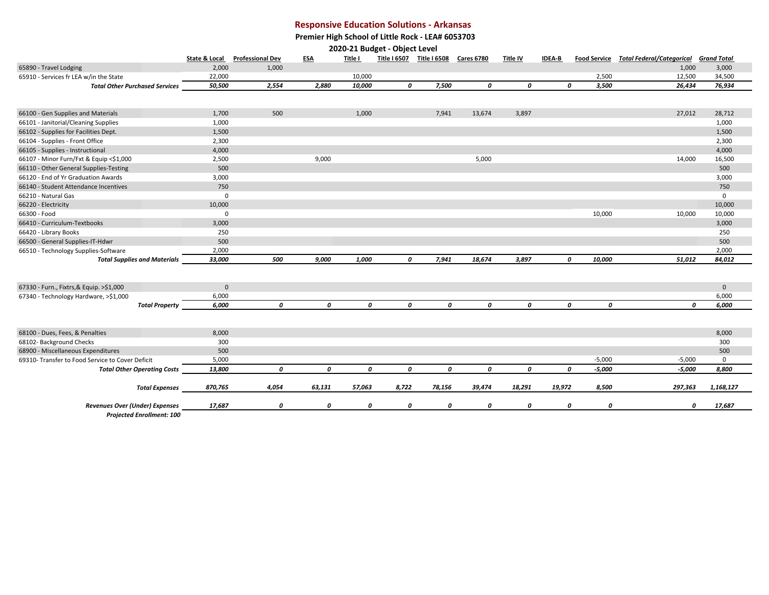# Responsive Education Solutions - Arkansas

## Premier High School of Little Rock - LEA# 6053703

### 2020-21 Budget - Object Level

| | State & Local | Professional Dev | ESA | Title I | Title I 6507 | Title I 6508 | Cares 6780 | Title IV | IDEA-B | Food Service | Total Federal/Categorical | Grand Total |
|---|---|---|---|---|---|---|---|---|---|---|---|---|
| 65890 - Travel Lodging | 2,000 | 1,000 | | | | | | | | | 1,000 | 3,000 |
| 65910 - Services fr LEA w/in the State | 22,000 | | | 10,000 | | | | | | 2,500 | 12,500 | 34,500 |
| ***Total Other Purchased Services*** | ***50,500*** | ***2,554*** | ***2,880*** | ***10,000*** | ***0*** | ***7,500*** | ***0*** | ***0*** | ***0*** | ***3,500*** | ***26,434*** | ***76,934*** |
| | | | | | | | | | | | | |
| 66100 - Gen Supplies and Materials | 1,700 | 500 | | 1,000 | | 7,941 | 13,674 | 3,897 | | | 27,012 | 28,712 |
| 66101 - Janitorial/Cleaning Supplies | 1,000 | | | | | | | | | | | 1,000 |
| 66102 - Supplies for Facilities Dept. | 1,500 | | | | | | | | | | | 1,500 |
| 66104 - Supplies - Front Office | 2,300 | | | | | | | | | | | 2,300 |
| 66105 - Supplies - Instructional | 4,000 | | | | | | | | | | | 4,000 |
| 66107 - Minor Furn/Fxt & Equip <$1,000 | 2,500 | | 9,000 | | | | 5,000 | | | | 14,000 | 16,500 |
| 66110 - Other General Supplies-Testing | 500 | | | | | | | | | | | 500 |
| 66120 - End of Yr Graduation Awards | 3,000 | | | | | | | | | | | 3,000 |
| 66140 - Student Attendance Incentives | 750 | | | | | | | | | | | 750 |
| 66210 - Natural Gas | 0 | | | | | | | | | | | 0 |
| 66220 - Electricity | 10,000 | | | | | | | | | | | 10,000 |
| 66300 - Food | 0 | | | | | | | | | 10,000 | 10,000 | 10,000 |
| 66410 - Curriculum-Textbooks | 3,000 | | | | | | | | | | | 3,000 |
| 66420 - Library Books | 250 | | | | | | | | | | | 250 |
| 66500 - General Supplies-IT-Hdwr | 500 | | | | | | | | | | | 500 |
| 66510 - Technology Supplies-Software | 2,000 | | | | | | | | | | | 2,000 |
| ***Total Supplies and Materials*** | ***33,000*** | ***500*** | ***9,000*** | ***1,000*** | ***0*** | ***7,941*** | ***18,674*** | ***3,897*** | ***0*** | ***10,000*** | ***51,012*** | ***84,012*** |
| | | | | | | | | | | | | |
| 67330 - Furn., Fixtrs,& Equip. >$1,000 | 0 | | | | | | | | | | | 0 |
| 67340 - Technology Hardware, >$1,000 | 6,000 | | | | | | | | | | | 6,000 |
| ***Total Property*** | ***6,000*** | ***0*** | ***0*** | ***0*** | ***0*** | ***0*** | ***0*** | ***0*** | ***0*** | ***0*** | ***0*** | ***6,000*** |
| | | | | | | | | | | | | |
| 68100 - Dues, Fees, & Penalties | 8,000 | | | | | | | | | | | 8,000 |
| 68102- Background Checks | 300 | | | | | | | | | | | 300 |
| 68900 - Miscellaneous Expenditures | 500 | | | | | | | | | | | 500 |
| 69310- Transfer to Food Service to Cover Deficit | 5,000 | | | | | | | | | -5,000 | -5,000 | 0 |
| ***Total Other Operating Costs*** | ***13,800*** | ***0*** | ***0*** | ***0*** | ***0*** | ***0*** | ***0*** | ***0*** | ***0*** | ***-5,000*** | ***-5,000*** | ***8,800*** |
| | | | | | | | | | | | | |
| ***Total Expenses*** | ***870,765*** | ***4,054*** | ***63,131*** | ***57,063*** | ***8,722*** | ***78,156*** | ***39,474*** | ***18,291*** | ***19,972*** | ***8,500*** | ***297,363*** | ***1,168,127*** |
| | | | | | | | | | | | | |
| ***Revenues Over (Under) Expenses*** | ***17,687*** | ***0*** | ***0*** | ***0*** | ***0*** | ***0*** | ***0*** | ***0*** | ***0*** | ***0*** | ***0*** | ***17,687*** |

***Projected Enrollment: 100***